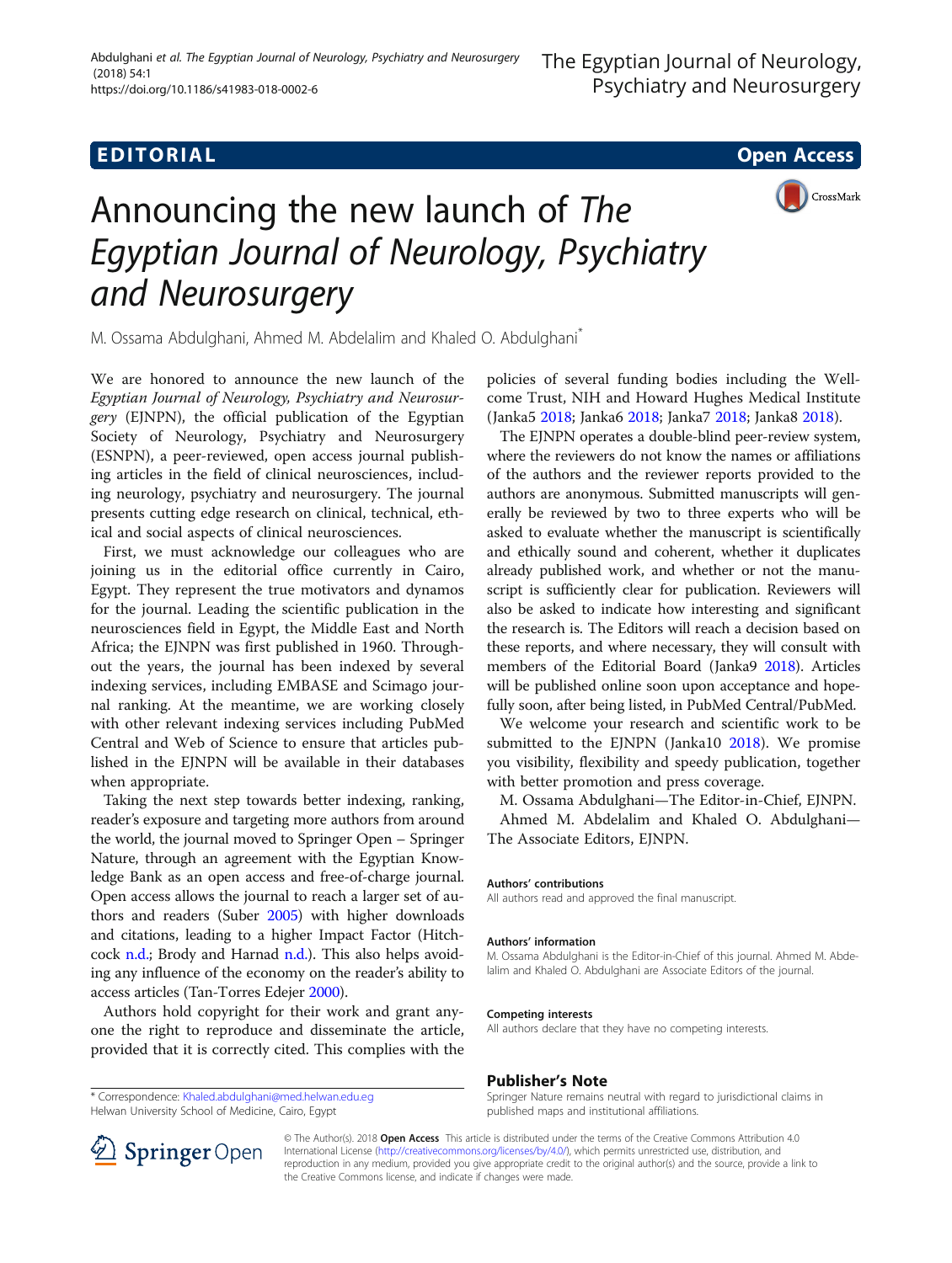EDITORIAL

Open Access

# Announcing the new launch of *The Egyptian Journal of Neurology, Psychiatry and Neurosurgery*

M. Ossama Abdulghani, Ahmed M. Abdelalim and Khaled O. Abdulghani*

We are honored to announce the new launch of the *Egyptian Journal of Neurology, Psychiatry and Neurosurgery* (EJNPN), the official publication of the Egyptian Society of Neurology, Psychiatry and Neurosurgery (ESNPN), a peer-reviewed, open access journal publishing articles in the field of clinical neurosciences, including neurology, psychiatry and neurosurgery. The journal presents cutting edge research on clinical, technical, ethical and social aspects of clinical neurosciences.

First, we must acknowledge our colleagues who are joining us in the editorial office currently in Cairo, Egypt. They represent the true motivators and dynamos for the journal. Leading the scientific publication in the neurosciences field in Egypt, the Middle East and North Africa; the EJNPN was first published in 1960. Throughout the years, the journal has been indexed by several indexing services, including EMBASE and Scimago journal ranking. At the meantime, we are working closely with other relevant indexing services including PubMed Central and Web of Science to ensure that articles published in the EJNPN will be available in their databases when appropriate.

Taking the next step towards better indexing, ranking, reader's exposure and targeting more authors from around the world, the journal moved to Springer Open – Springer Nature, through an agreement with the Egyptian Knowledge Bank as an open access and free-of-charge journal. Open access allows the journal to reach a larger set of authors and readers (Suber 2005) with higher downloads and citations, leading to a higher Impact Factor (Hitchcock n.d.; Brody and Harnad n.d.). This also helps avoiding any influence of the economy on the reader's ability to access articles (Tan-Torres Edejer 2000).

Authors hold copyright for their work and grant anyone the right to reproduce and disseminate the article, provided that it is correctly cited. This complies with the policies of several funding bodies including the Wellcome Trust, NIH and Howard Hughes Medical Institute (Janka5 2018; Janka6 2018; Janka7 2018; Janka8 2018).

The EJNPN operates a double-blind peer-review system, where the reviewers do not know the names or affiliations of the authors and the reviewer reports provided to the authors are anonymous. Submitted manuscripts will generally be reviewed by two to three experts who will be asked to evaluate whether the manuscript is scientifically and ethically sound and coherent, whether it duplicates already published work, and whether or not the manuscript is sufficiently clear for publication. Reviewers will also be asked to indicate how interesting and significant the research is. The Editors will reach a decision based on these reports, and where necessary, they will consult with members of the Editorial Board (Janka9 2018). Articles will be published online soon upon acceptance and hopefully soon, after being listed, in PubMed Central/PubMed.

We welcome your research and scientific work to be submitted to the EJNPN (Janka10 2018). We promise you visibility, flexibility and speedy publication, together with better promotion and press coverage.

M. Ossama Abdulghani—The Editor-in-Chief, EJNPN.
Ahmed M. Abdelalim and Khaled O. Abdulghani—The Associate Editors, EJNPN.

#### Authors' contributions

All authors read and approved the final manuscript.

#### Authors' information

M. Ossama Abdulghani is the Editor-in-Chief of this journal. Ahmed M. Abdelalim and Khaled O. Abdulghani are Associate Editors of the journal.

#### Competing interests

All authors declare that they have no competing interests.

### Publisher's Note

Springer Nature remains neutral with regard to jurisdictional claims in published maps and institutional affiliations.

\* Correspondence: Khaled.abdulghani@med.helwan.edu.eg
Helwan University School of Medicine, Cairo, Egypt

© The Author(s). 2018 **Open Access** This article is distributed under the terms of the Creative Commons Attribution 4.0 International License (http://creativecommons.org/licenses/by/4.0/), which permits unrestricted use, distribution, and reproduction in any medium, provided you give appropriate credit to the original author(s) and the source, provide a link to the Creative Commons license, and indicate if changes were made.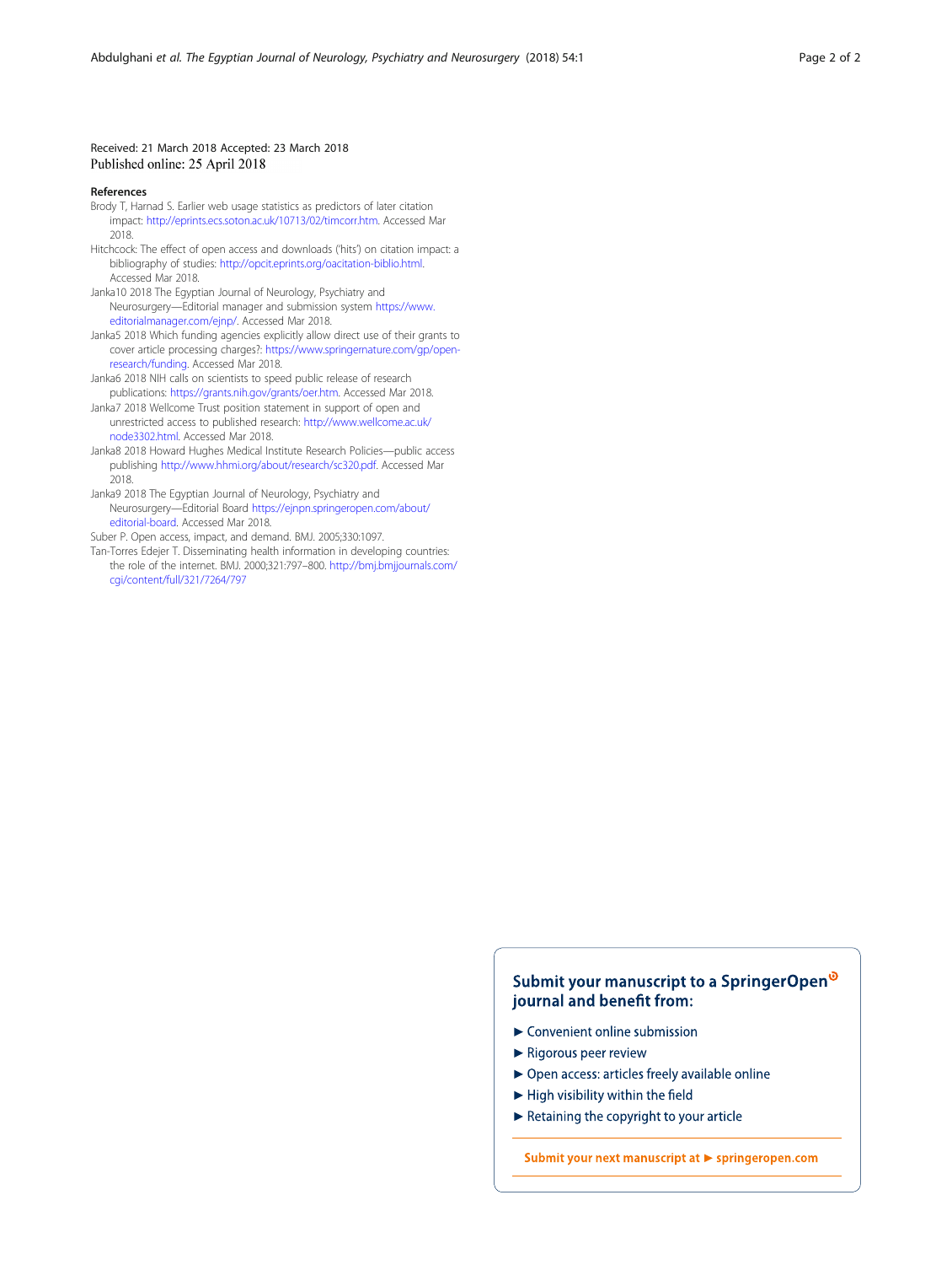Received: 21 March 2018 Accepted: 23 March 2018
Published online: 25 April 2018

### References

Brody T, Harnad S. Earlier web usage statistics as predictors of later citation impact: http://eprints.ecs.soton.ac.uk/10713/02/timcorr.htm. Accessed Mar 2018.

Hitchcock: The effect of open access and downloads ('hits') on citation impact: a bibliography of studies: http://opcit.eprints.org/oacitation-biblio.html. Accessed Mar 2018.

Janka10 2018 The Egyptian Journal of Neurology, Psychiatry and Neurosurgery—Editorial manager and submission system https://www.editorialmanager.com/ejnp/. Accessed Mar 2018.

Janka5 2018 Which funding agencies explicitly allow direct use of their grants to cover article processing charges?: https://www.springernature.com/gp/open-research/funding. Accessed Mar 2018.

Janka6 2018 NIH calls on scientists to speed public release of research publications: https://grants.nih.gov/grants/oer.htm. Accessed Mar 2018.

Janka7 2018 Wellcome Trust position statement in support of open and unrestricted access to published research: http://www.wellcome.ac.uk/node3302.html. Accessed Mar 2018.

Janka8 2018 Howard Hughes Medical Institute Research Policies—public access publishing http://www.hhmi.org/about/research/sc320.pdf. Accessed Mar 2018.

Janka9 2018 The Egyptian Journal of Neurology, Psychiatry and Neurosurgery—Editorial Board https://ejnpn.springeropen.com/about/editorial-board. Accessed Mar 2018.

Suber P. Open access, impact, and demand. BMJ. 2005;330:1097.

Tan-Torres Edejer T. Disseminating health information in developing countries: the role of the internet. BMJ. 2000;321:797–800. http://bmj.bmjjournals.com/cgi/content/full/321/7264/797

**Submit your manuscript to a SpringerOpen journal and benefit from:**

- ► Convenient online submission
- ► Rigorous peer review
- ► Open access: articles freely available online
- ► High visibility within the field
- ► Retaining the copyright to your article

**Submit your next manuscript at ► springeropen.com**